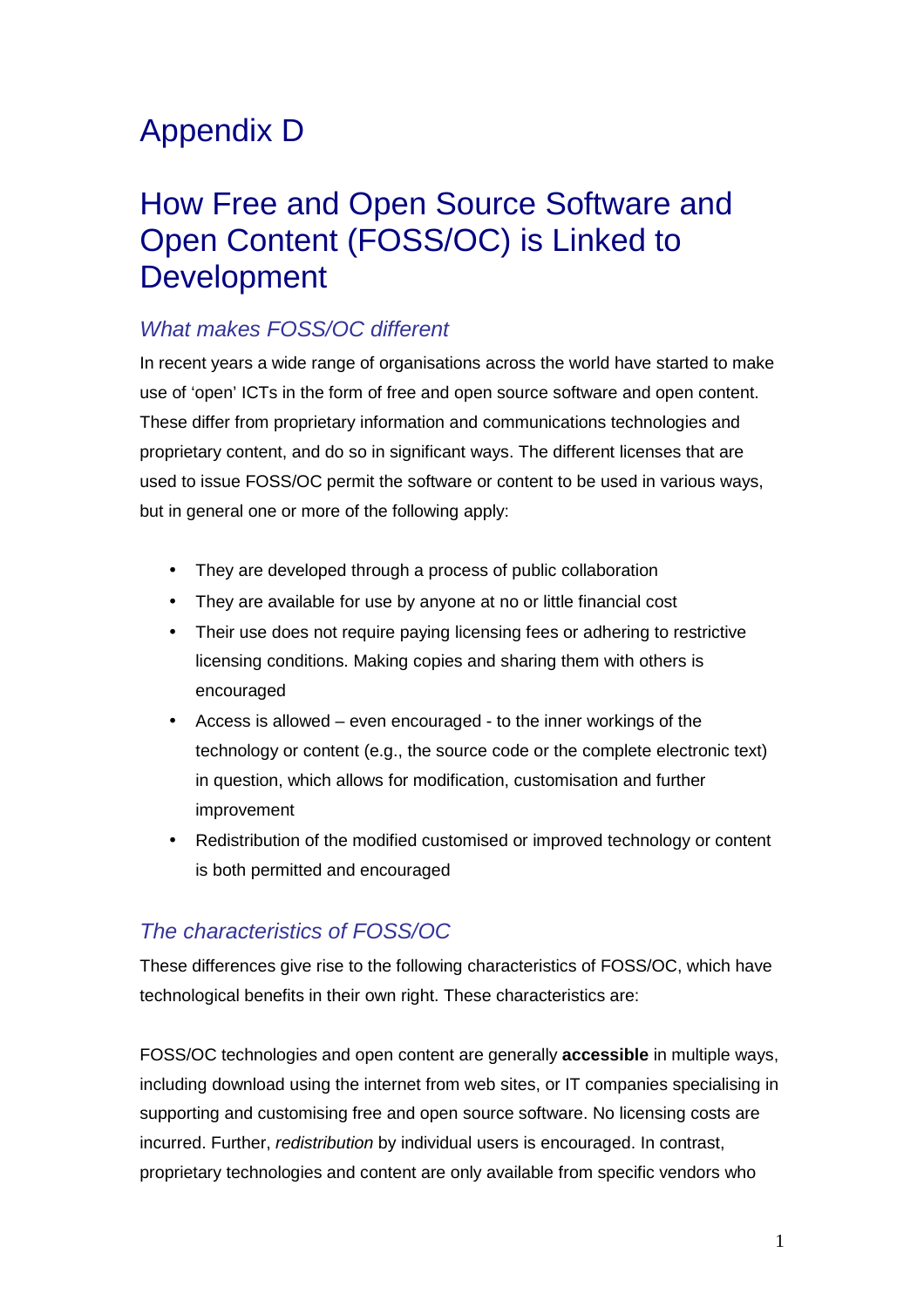# Appendix D

# How Free and Open Source Software and Open Content (FOSS/OC) is Linked to Development

## *What makes FOSS/OC different*

In recent years a wide range of organisations across the world have started to make use of 'open' ICTs in the form of free and open source software and open content. These differ from proprietary information and communications technologies and proprietary content, and do so in significant ways. The different licenses that are used to issue FOSS/OC permit the software or content to be used in various ways, but in general one or more of the following apply:

- They are developed through a process of public collaboration
- They are available for use by anyone at no or little financial cost
- Their use does not require paying licensing fees or adhering to restrictive licensing conditions. Making copies and sharing them with others is encouraged
- Access is allowed – even encouraged - to the inner workings of the technology or content (e.g., the source code or the complete electronic text) in question, which allows for modification, customisation and further improvement
- Redistribution of the modified customised or improved technology or content is both permitted and encouraged

## *The characteristics of FOSS/OC*

These differences give rise to the following characteristics of FOSS/OC, which have technological benefits in their own right. These characteristics are:

FOSS/OC technologies and open content are generally **accessible** in multiple ways, including download using the internet from web sites, or IT companies specialising in supporting and customising free and open source software. No licensing costs are incurred. Further, *redistribution* by individual users is encouraged. In contrast, proprietary technologies and content are only available from specific vendors who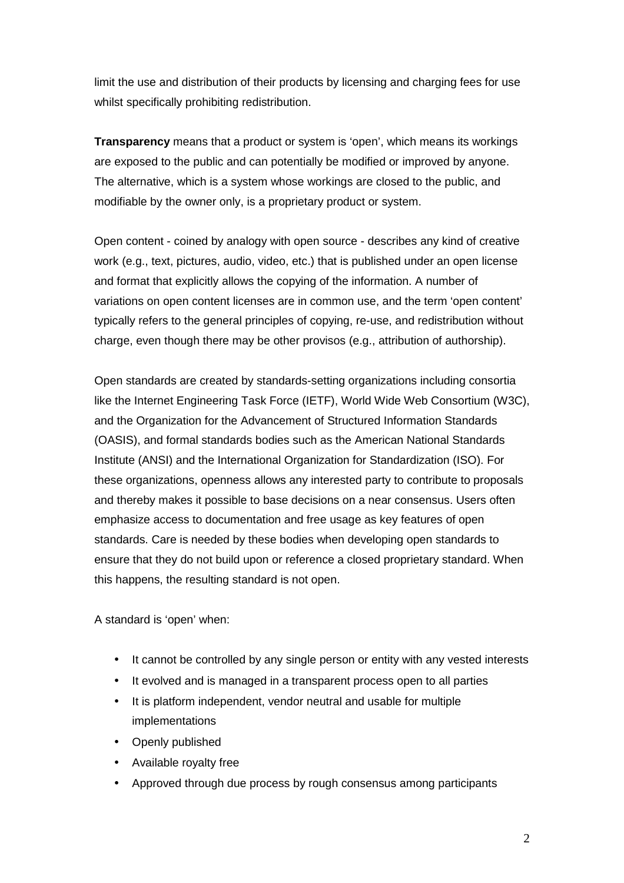limit the use and distribution of their products by licensing and charging fees for use whilst specifically prohibiting redistribution.

**Transparency** means that a product or system is 'open', which means its workings are exposed to the public and can potentially be modified or improved by anyone. The alternative, which is a system whose workings are closed to the public, and modifiable by the owner only, is a proprietary product or system.

Open content - coined by analogy with open source - describes any kind of creative work (e.g., text, pictures, audio, video, etc.) that is published under an open license and format that explicitly allows the copying of the information. A number of variations on open content licenses are in common use, and the term 'open content' typically refers to the general principles of copying, re-use, and redistribution without charge, even though there may be other provisos (e.g., attribution of authorship).

Open standards are created by standards-setting organizations including consortia like the Internet Engineering Task Force (IETF), World Wide Web Consortium (W3C), and the Organization for the Advancement of Structured Information Standards (OASIS), and formal standards bodies such as the American National Standards Institute (ANSI) and the International Organization for Standardization (ISO). For these organizations, openness allows any interested party to contribute to proposals and thereby makes it possible to base decisions on a near consensus. Users often emphasize access to documentation and free usage as key features of open standards. Care is needed by these bodies when developing open standards to ensure that they do not build upon or reference a closed proprietary standard. When this happens, the resulting standard is not open.

A standard is 'open' when:

- It cannot be controlled by any single person or entity with any vested interests
- It evolved and is managed in a transparent process open to all parties
- It is platform independent, vendor neutral and usable for multiple implementations
- Openly published
- Available royalty free
- Approved through due process by rough consensus among participants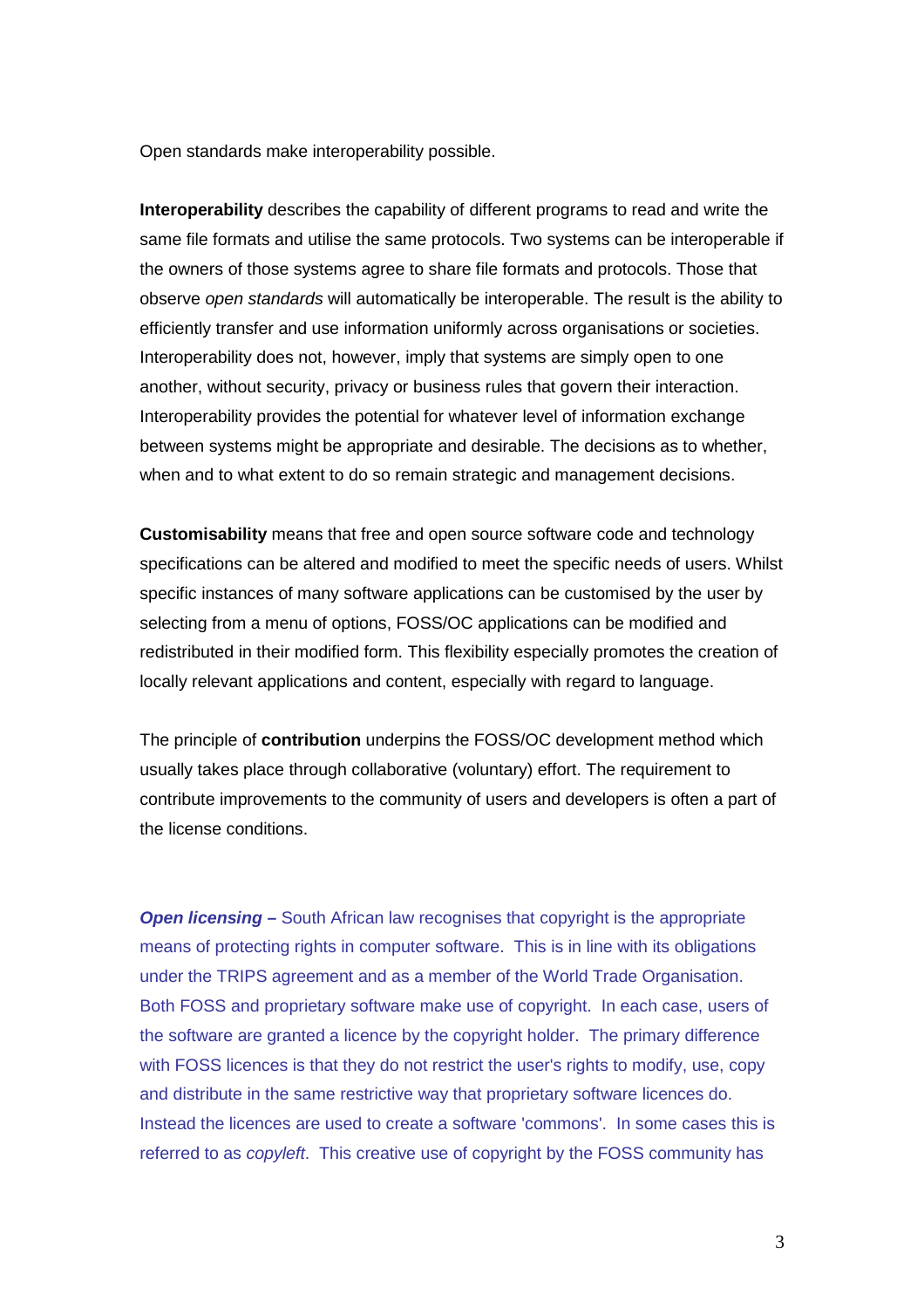Open standards make interoperability possible.

**Interoperability** describes the capability of different programs to read and write the same file formats and utilise the same protocols. Two systems can be interoperable if the owners of those systems agree to share file formats and protocols. Those that observe *open standards* will automatically be interoperable. The result is the ability to efficiently transfer and use information uniformly across organisations or societies. Interoperability does not, however, imply that systems are simply open to one another, without security, privacy or business rules that govern their interaction. Interoperability provides the potential for whatever level of information exchange between systems might be appropriate and desirable. The decisions as to whether, when and to what extent to do so remain strategic and management decisions.

**Customisability** means that free and open source software code and technology specifications can be altered and modified to meet the specific needs of users. Whilst specific instances of many software applications can be customised by the user by selecting from a menu of options, FOSS/OC applications can be modified and redistributed in their modified form. This flexibility especially promotes the creation of locally relevant applications and content, especially with regard to language.

The principle of **contribution** underpins the FOSS/OC development method which usually takes place through collaborative (voluntary) effort. The requirement to contribute improvements to the community of users and developers is often a part of the license conditions.

***Open licensing* –** South African law recognises that copyright is the appropriate means of protecting rights in computer software. This is in line with its obligations under the TRIPS agreement and as a member of the World Trade Organisation. Both FOSS and proprietary software make use of copyright. In each case, users of the software are granted a licence by the copyright holder. The primary difference with FOSS licences is that they do not restrict the user's rights to modify, use, copy and distribute in the same restrictive way that proprietary software licences do. Instead the licences are used to create a software 'commons'. In some cases this is referred to as *copyleft*. This creative use of copyright by the FOSS community has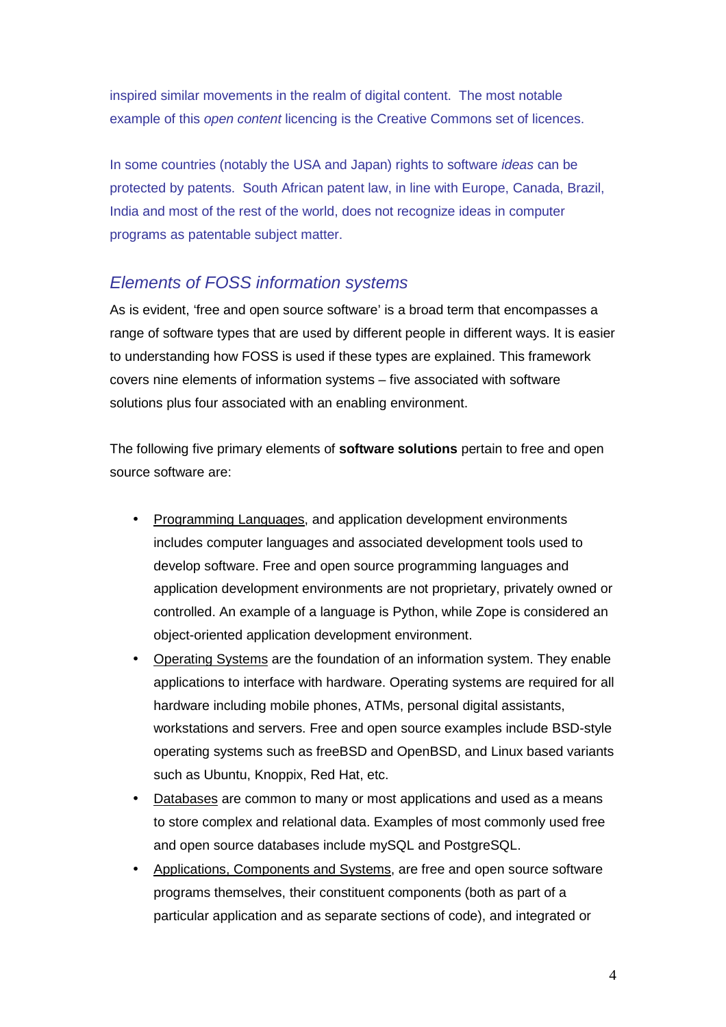inspired similar movements in the realm of digital content. The most notable example of this *open content* licencing is the Creative Commons set of licences.

In some countries (notably the USA and Japan) rights to software *ideas* can be protected by patents. South African patent law, in line with Europe, Canada, Brazil, India and most of the rest of the world, does not recognize ideas in computer programs as patentable subject matter.

## *Elements of FOSS information systems*

As is evident, 'free and open source software' is a broad term that encompasses a range of software types that are used by different people in different ways. It is easier to understanding how FOSS is used if these types are explained. This framework covers nine elements of information systems – five associated with software solutions plus four associated with an enabling environment.

The following five primary elements of **software solutions** pertain to free and open source software are:

- Programming Languages, and application development environments includes computer languages and associated development tools used to develop software. Free and open source programming languages and application development environments are not proprietary, privately owned or controlled. An example of a language is Python, while Zope is considered an object-oriented application development environment.
- Operating Systems are the foundation of an information system. They enable applications to interface with hardware. Operating systems are required for all hardware including mobile phones, ATMs, personal digital assistants, workstations and servers. Free and open source examples include BSD-style operating systems such as freeBSD and OpenBSD, and Linux based variants such as Ubuntu, Knoppix, Red Hat, etc.
- Databases are common to many or most applications and used as a means to store complex and relational data. Examples of most commonly used free and open source databases include mySQL and PostgreSQL.
- Applications, Components and Systems, are free and open source software programs themselves, their constituent components (both as part of a particular application and as separate sections of code), and integrated or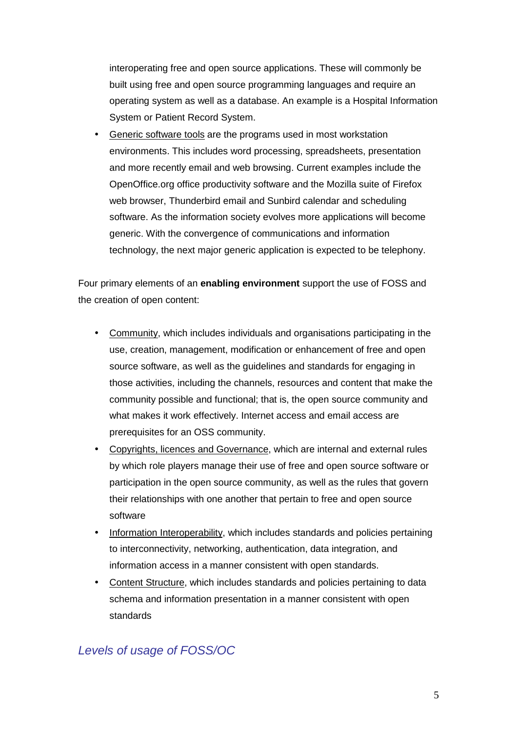interoperating free and open source applications. These will commonly be built using free and open source programming languages and require an operating system as well as a database. An example is a Hospital Information System or Patient Record System.

- Generic software tools are the programs used in most workstation environments. This includes word processing, spreadsheets, presentation and more recently email and web browsing. Current examples include the OpenOffice.org office productivity software and the Mozilla suite of Firefox web browser, Thunderbird email and Sunbird calendar and scheduling software. As the information society evolves more applications will become generic. With the convergence of communications and information technology, the next major generic application is expected to be telephony.

Four primary elements of an **enabling environment** support the use of FOSS and the creation of open content:

- Community, which includes individuals and organisations participating in the use, creation, management, modification or enhancement of free and open source software, as well as the guidelines and standards for engaging in those activities, including the channels, resources and content that make the community possible and functional; that is, the open source community and what makes it work effectively. Internet access and email access are prerequisites for an OSS community.
- Copyrights, licences and Governance, which are internal and external rules by which role players manage their use of free and open source software or participation in the open source community, as well as the rules that govern their relationships with one another that pertain to free and open source software
- Information Interoperability, which includes standards and policies pertaining to interconnectivity, networking, authentication, data integration, and information access in a manner consistent with open standards.
- Content Structure, which includes standards and policies pertaining to data schema and information presentation in a manner consistent with open standards

## *Levels of usage of FOSS/OC*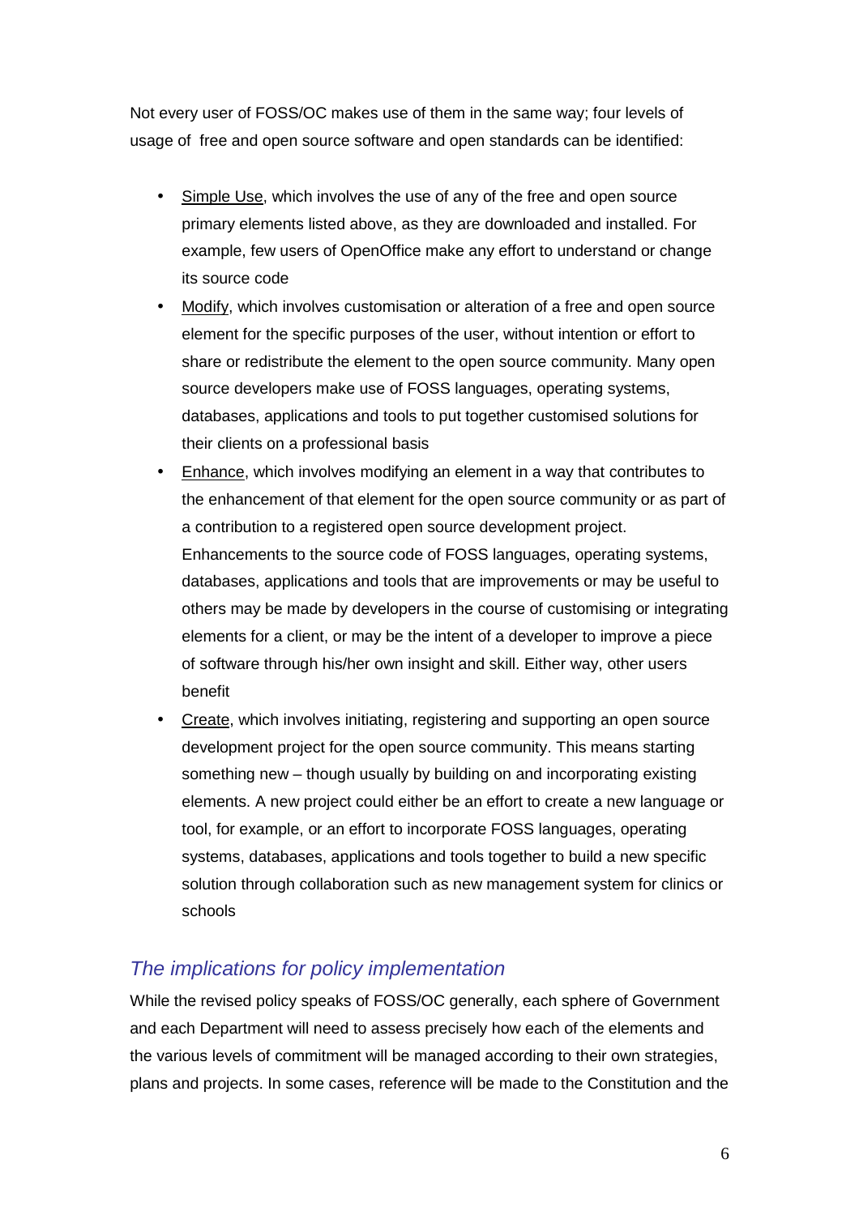Not every user of FOSS/OC makes use of them in the same way; four levels of usage of free and open source software and open standards can be identified:

- Simple Use, which involves the use of any of the free and open source primary elements listed above, as they are downloaded and installed. For example, few users of OpenOffice make any effort to understand or change its source code
- Modify, which involves customisation or alteration of a free and open source element for the specific purposes of the user, without intention or effort to share or redistribute the element to the open source community. Many open source developers make use of FOSS languages, operating systems, databases, applications and tools to put together customised solutions for their clients on a professional basis
- Enhance, which involves modifying an element in a way that contributes to the enhancement of that element for the open source community or as part of a contribution to a registered open source development project. Enhancements to the source code of FOSS languages, operating systems, databases, applications and tools that are improvements or may be useful to others may be made by developers in the course of customising or integrating elements for a client, or may be the intent of a developer to improve a piece of software through his/her own insight and skill. Either way, other users benefit
- Create, which involves initiating, registering and supporting an open source development project for the open source community. This means starting something new – though usually by building on and incorporating existing elements. A new project could either be an effort to create a new language or tool, for example, or an effort to incorporate FOSS languages, operating systems, databases, applications and tools together to build a new specific solution through collaboration such as new management system for clinics or schools

## *The implications for policy implementation*

While the revised policy speaks of FOSS/OC generally, each sphere of Government and each Department will need to assess precisely how each of the elements and the various levels of commitment will be managed according to their own strategies, plans and projects. In some cases, reference will be made to the Constitution and the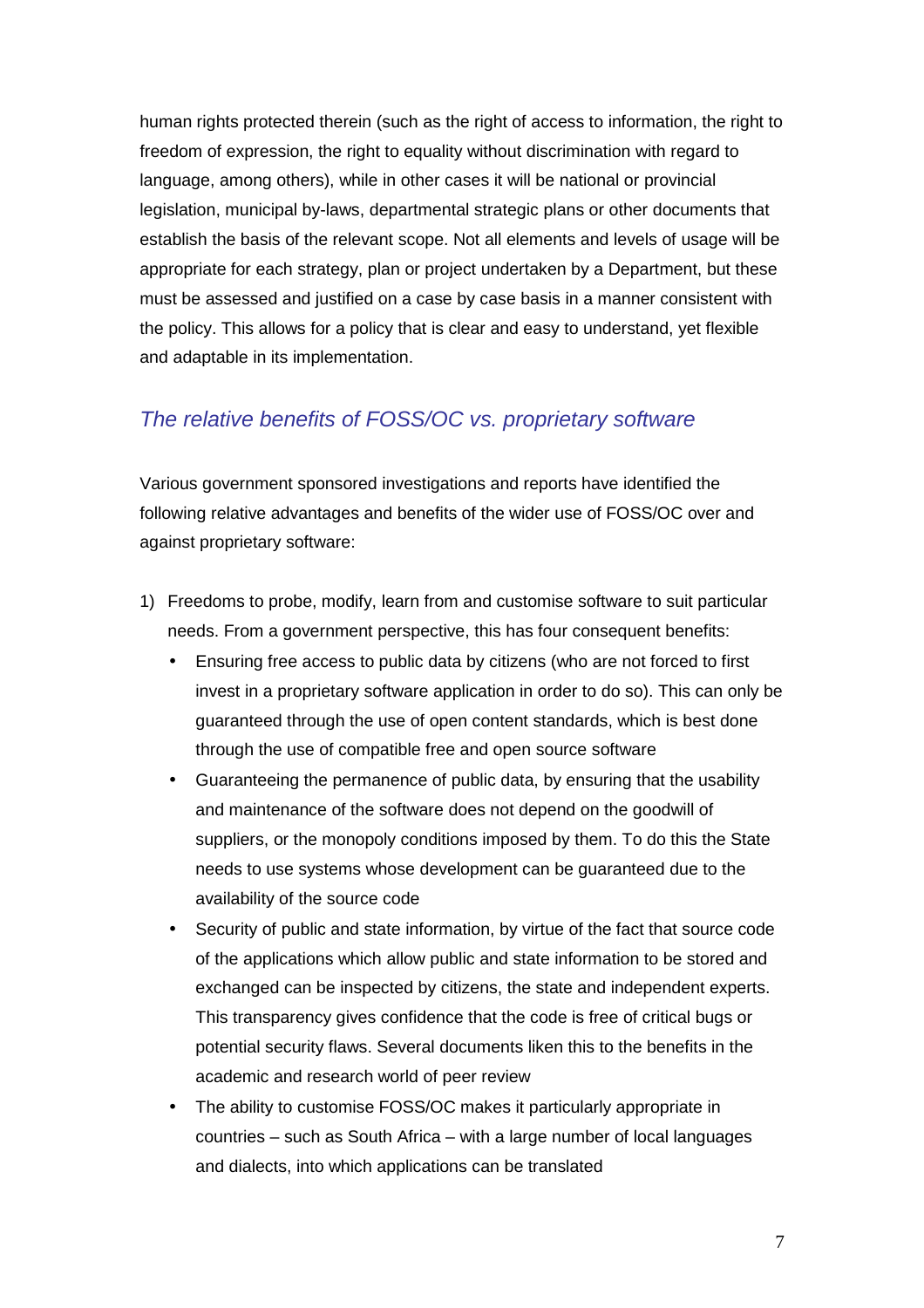human rights protected therein (such as the right of access to information, the right to freedom of expression, the right to equality without discrimination with regard to language, among others), while in other cases it will be national or provincial legislation, municipal by-laws, departmental strategic plans or other documents that establish the basis of the relevant scope. Not all elements and levels of usage will be appropriate for each strategy, plan or project undertaken by a Department, but these must be assessed and justified on a case by case basis in a manner consistent with the policy. This allows for a policy that is clear and easy to understand, yet flexible and adaptable in its implementation.

## *The relative benefits of FOSS/OC vs. proprietary software*

Various government sponsored investigations and reports have identified the following relative advantages and benefits of the wider use of FOSS/OC over and against proprietary software:

1) Freedoms to probe, modify, learn from and customise software to suit particular needs. From a government perspective, this has four consequent benefits:
   - Ensuring free access to public data by citizens (who are not forced to first invest in a proprietary software application in order to do so). This can only be guaranteed through the use of open content standards, which is best done through the use of compatible free and open source software
   - Guaranteeing the permanence of public data, by ensuring that the usability and maintenance of the software does not depend on the goodwill of suppliers, or the monopoly conditions imposed by them. To do this the State needs to use systems whose development can be guaranteed due to the availability of the source code
   - Security of public and state information, by virtue of the fact that source code of the applications which allow public and state information to be stored and exchanged can be inspected by citizens, the state and independent experts. This transparency gives confidence that the code is free of critical bugs or potential security flaws. Several documents liken this to the benefits in the academic and research world of peer review
   - The ability to customise FOSS/OC makes it particularly appropriate in countries – such as South Africa – with a large number of local languages and dialects, into which applications can be translated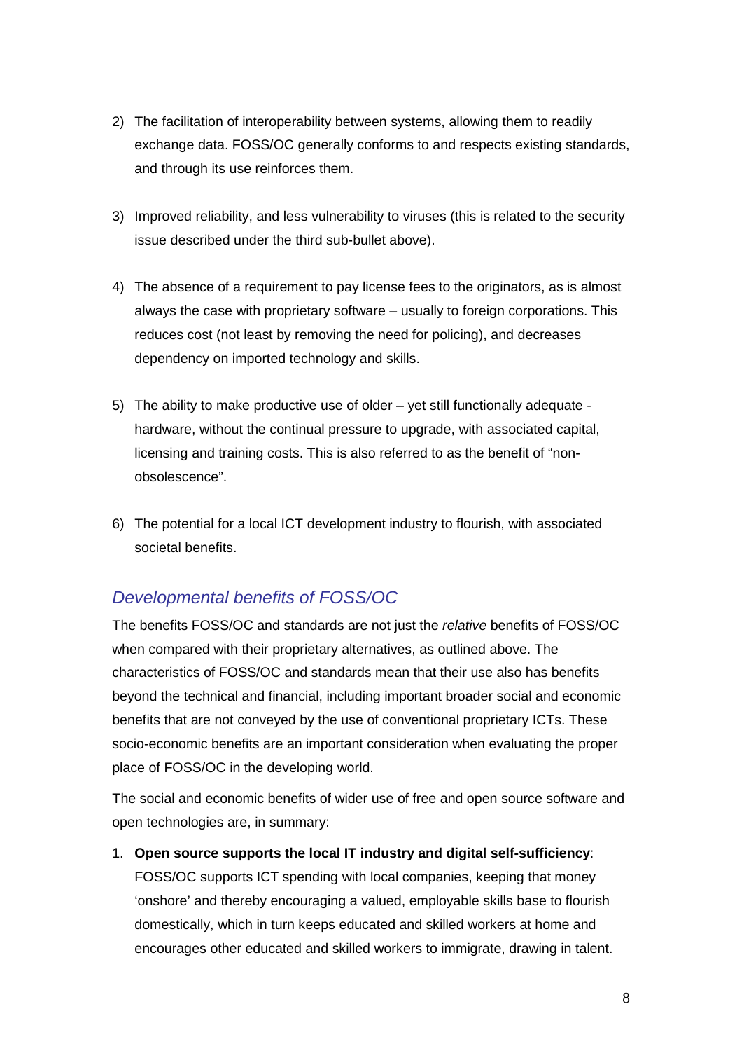2) The facilitation of interoperability between systems, allowing them to readily exchange data. FOSS/OC generally conforms to and respects existing standards, and through its use reinforces them.

3) Improved reliability, and less vulnerability to viruses (this is related to the security issue described under the third sub-bullet above).

4) The absence of a requirement to pay license fees to the originators, as is almost always the case with proprietary software – usually to foreign corporations. This reduces cost (not least by removing the need for policing), and decreases dependency on imported technology and skills.

5) The ability to make productive use of older – yet still functionally adequate - hardware, without the continual pressure to upgrade, with associated capital, licensing and training costs. This is also referred to as the benefit of "non-obsolescence".

6) The potential for a local ICT development industry to flourish, with associated societal benefits.

### *Developmental benefits of FOSS/OC*

The benefits FOSS/OC and standards are not just the *relative* benefits of FOSS/OC when compared with their proprietary alternatives, as outlined above. The characteristics of FOSS/OC and standards mean that their use also has benefits beyond the technical and financial, including important broader social and economic benefits that are not conveyed by the use of conventional proprietary ICTs. These socio-economic benefits are an important consideration when evaluating the proper place of FOSS/OC in the developing world.

The social and economic benefits of wider use of free and open source software and open technologies are, in summary:

1. **Open source supports the local IT industry and digital self-sufficiency**: FOSS/OC supports ICT spending with local companies, keeping that money 'onshore' and thereby encouraging a valued, employable skills base to flourish domestically, which in turn keeps educated and skilled workers at home and encourages other educated and skilled workers to immigrate, drawing in talent.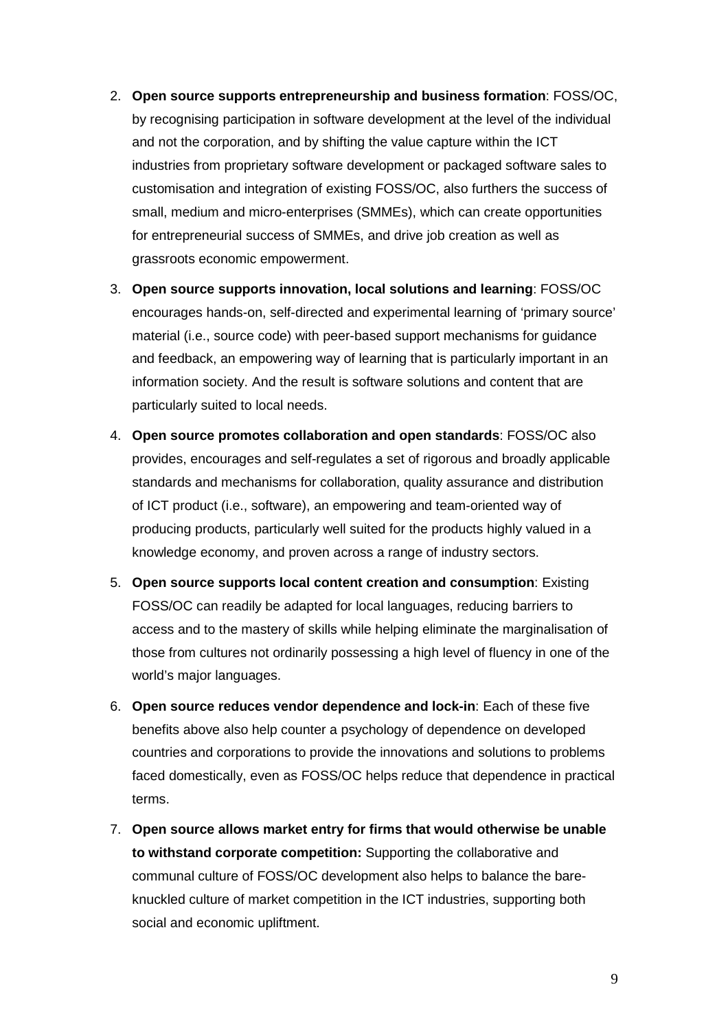2. **Open source supports entrepreneurship and business formation**: FOSS/OC, by recognising participation in software development at the level of the individual and not the corporation, and by shifting the value capture within the ICT industries from proprietary software development or packaged software sales to customisation and integration of existing FOSS/OC, also furthers the success of small, medium and micro-enterprises (SMMEs), which can create opportunities for entrepreneurial success of SMMEs, and drive job creation as well as grassroots economic empowerment.
3. **Open source supports innovation, local solutions and learning**: FOSS/OC encourages hands-on, self-directed and experimental learning of 'primary source' material (i.e., source code) with peer-based support mechanisms for guidance and feedback, an empowering way of learning that is particularly important in an information society. And the result is software solutions and content that are particularly suited to local needs.
4. **Open source promotes collaboration and open standards**: FOSS/OC also provides, encourages and self-regulates a set of rigorous and broadly applicable standards and mechanisms for collaboration, quality assurance and distribution of ICT product (i.e., software), an empowering and team-oriented way of producing products, particularly well suited for the products highly valued in a knowledge economy, and proven across a range of industry sectors.
5. **Open source supports local content creation and consumption**: Existing FOSS/OC can readily be adapted for local languages, reducing barriers to access and to the mastery of skills while helping eliminate the marginalisation of those from cultures not ordinarily possessing a high level of fluency in one of the world's major languages.
6. **Open source reduces vendor dependence and lock-in**: Each of these five benefits above also help counter a psychology of dependence on developed countries and corporations to provide the innovations and solutions to problems faced domestically, even as FOSS/OC helps reduce that dependence in practical terms.
7. **Open source allows market entry for firms that would otherwise be unable to withstand corporate competition:** Supporting the collaborative and communal culture of FOSS/OC development also helps to balance the bare-knuckled culture of market competition in the ICT industries, supporting both social and economic upliftment.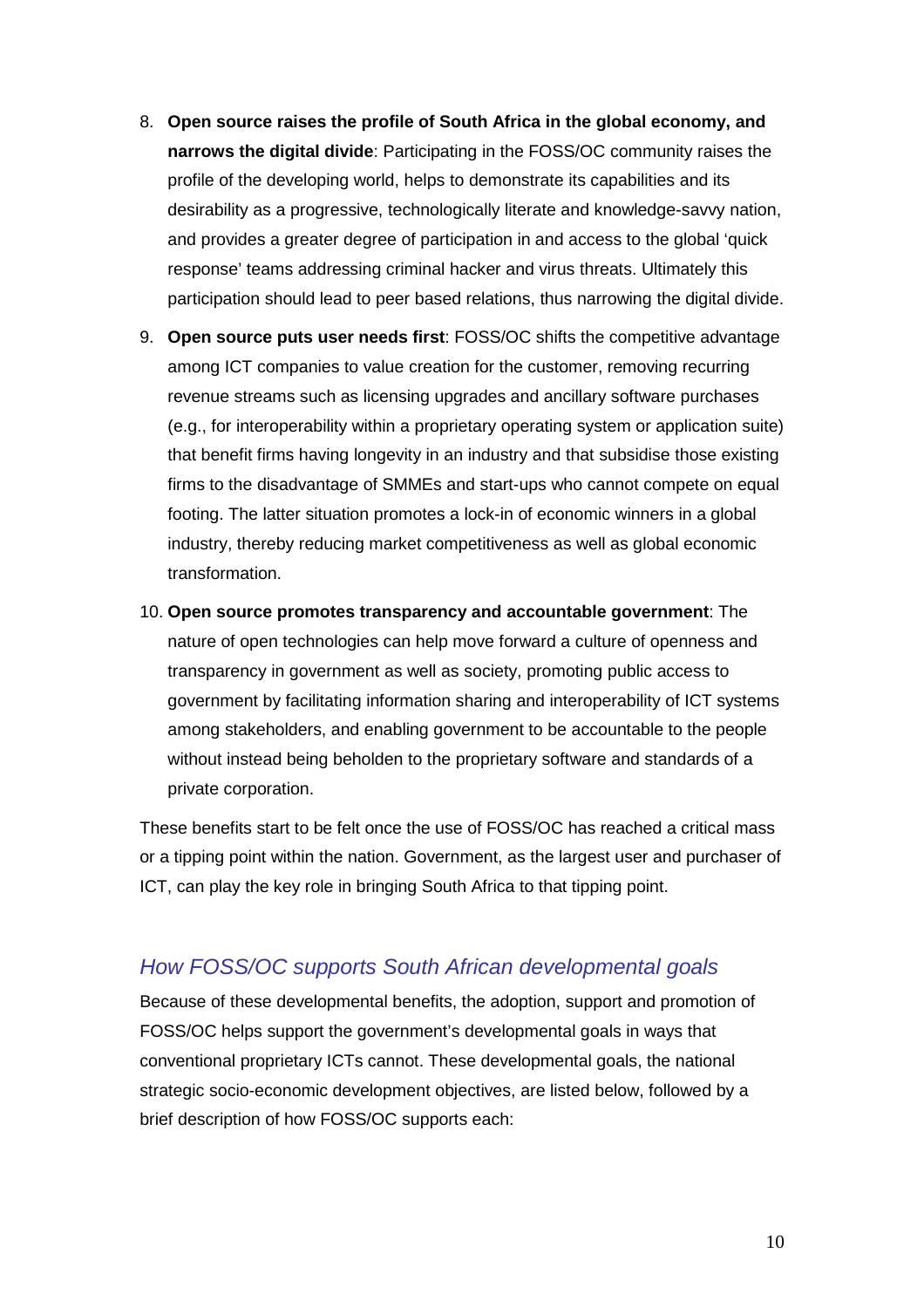8. **Open source raises the profile of South Africa in the global economy, and narrows the digital divide**: Participating in the FOSS/OC community raises the profile of the developing world, helps to demonstrate its capabilities and its desirability as a progressive, technologically literate and knowledge-savvy nation, and provides a greater degree of participation in and access to the global 'quick response' teams addressing criminal hacker and virus threats. Ultimately this participation should lead to peer based relations, thus narrowing the digital divide.
9. **Open source puts user needs first**: FOSS/OC shifts the competitive advantage among ICT companies to value creation for the customer, removing recurring revenue streams such as licensing upgrades and ancillary software purchases (e.g., for interoperability within a proprietary operating system or application suite) that benefit firms having longevity in an industry and that subsidise those existing firms to the disadvantage of SMMEs and start-ups who cannot compete on equal footing. The latter situation promotes a lock-in of economic winners in a global industry, thereby reducing market competitiveness as well as global economic transformation.
10. **Open source promotes transparency and accountable government**: The nature of open technologies can help move forward a culture of openness and transparency in government as well as society, promoting public access to government by facilitating information sharing and interoperability of ICT systems among stakeholders, and enabling government to be accountable to the people without instead being beholden to the proprietary software and standards of a private corporation.

These benefits start to be felt once the use of FOSS/OC has reached a critical mass or a tipping point within the nation. Government, as the largest user and purchaser of ICT, can play the key role in bringing South Africa to that tipping point.

## *How FOSS/OC supports South African developmental goals*

Because of these developmental benefits, the adoption, support and promotion of FOSS/OC helps support the government's developmental goals in ways that conventional proprietary ICTs cannot. These developmental goals, the national strategic socio-economic development objectives, are listed below, followed by a brief description of how FOSS/OC supports each: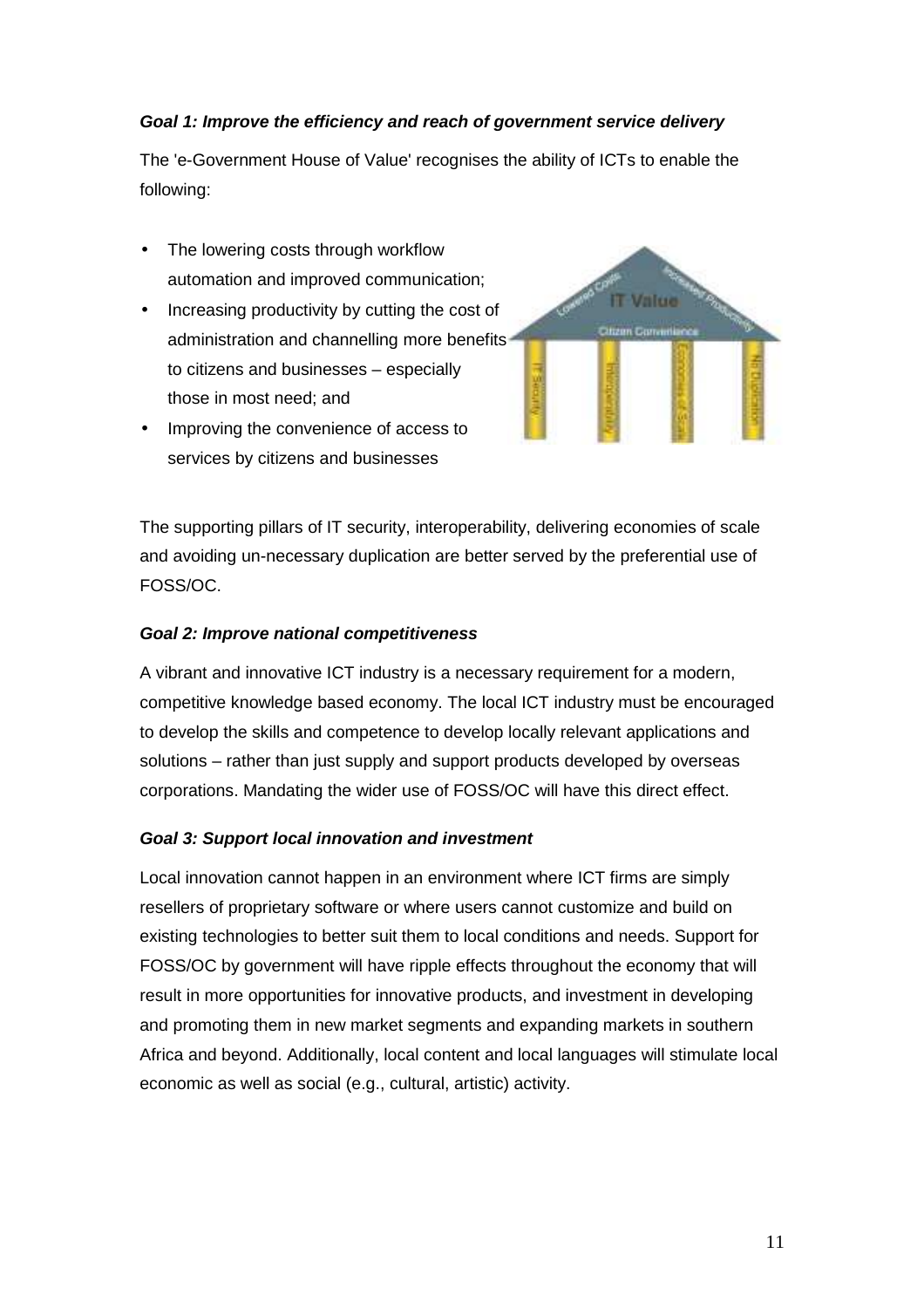***Goal 1: Improve the efficiency and reach of government service delivery***

The 'e-Government House of Value' recognises the ability of ICTs to enable the following:

- The lowering costs through workflow automation and improved communication;
- Increasing productivity by cutting the cost of administration and channelling more benefits to citizens and businesses – especially those in most need; and
- Improving the convenience of access to services by citizens and businesses

The supporting pillars of IT security, interoperability, delivering economies of scale and avoiding un-necessary duplication are better served by the preferential use of FOSS/OC.

***Goal 2: Improve national competitiveness***

A vibrant and innovative ICT industry is a necessary requirement for a modern, competitive knowledge based economy. The local ICT industry must be encouraged to develop the skills and competence to develop locally relevant applications and solutions – rather than just supply and support products developed by overseas corporations. Mandating the wider use of FOSS/OC will have this direct effect.

***Goal 3: Support local innovation and investment***

Local innovation cannot happen in an environment where ICT firms are simply resellers of proprietary software or where users cannot customize and build on existing technologies to better suit them to local conditions and needs. Support for FOSS/OC by government will have ripple effects throughout the economy that will result in more opportunities for innovative products, and investment in developing and promoting them in new market segments and expanding markets in southern Africa and beyond. Additionally, local content and local languages will stimulate local economic as well as social (e.g., cultural, artistic) activity.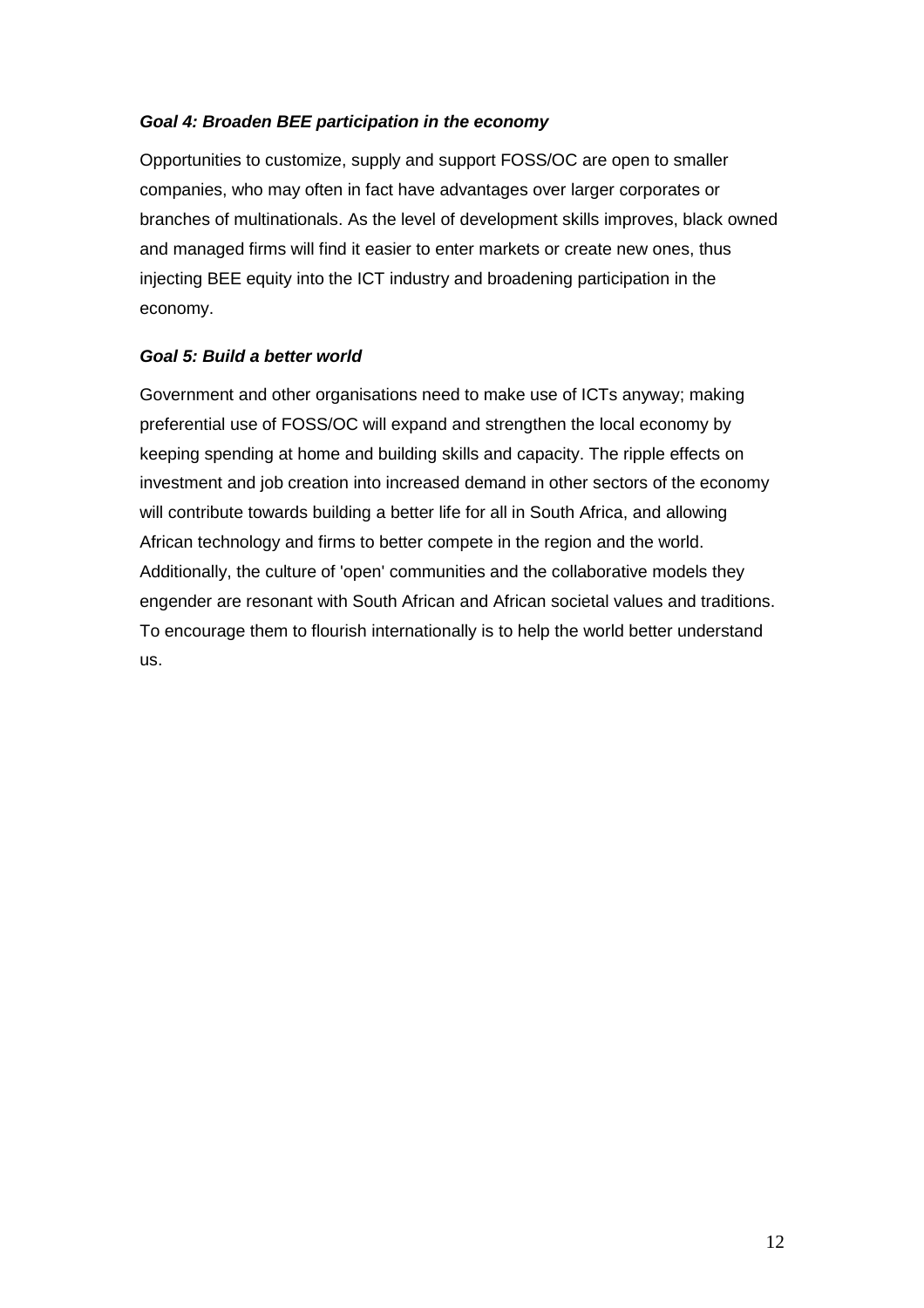***Goal 4: Broaden BEE participation in the economy***

Opportunities to customize, supply and support FOSS/OC are open to smaller companies, who may often in fact have advantages over larger corporates or branches of multinationals. As the level of development skills improves, black owned and managed firms will find it easier to enter markets or create new ones, thus injecting BEE equity into the ICT industry and broadening participation in the economy.

***Goal 5: Build a better world***

Government and other organisations need to make use of ICTs anyway; making preferential use of FOSS/OC will expand and strengthen the local economy by keeping spending at home and building skills and capacity. The ripple effects on investment and job creation into increased demand in other sectors of the economy will contribute towards building a better life for all in South Africa, and allowing African technology and firms to better compete in the region and the world. Additionally, the culture of 'open' communities and the collaborative models they engender are resonant with South African and African societal values and traditions. To encourage them to flourish internationally is to help the world better understand us.